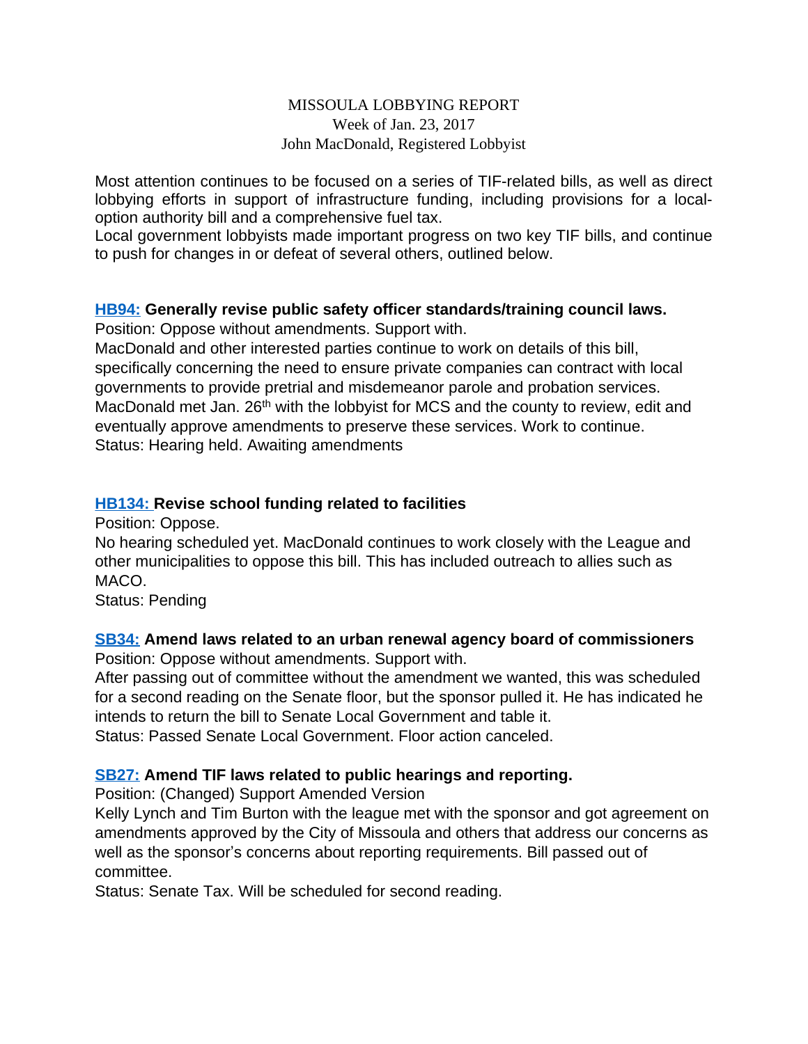MISSOULA LOBBYING REPORT
Week of Jan. 23, 2017
John MacDonald, Registered Lobbyist

Most attention continues to be focused on a series of TIF-related bills, as well as direct lobbying efforts in support of infrastructure funding, including provisions for a local-option authority bill and a comprehensive fuel tax.

Local government lobbyists made important progress on two key TIF bills, and continue to push for changes in or defeat of several others, outlined below.

**HB94: Generally revise public safety officer standards/training council laws.**

Position: Oppose without amendments. Support with.

MacDonald and other interested parties continue to work on details of this bill, specifically concerning the need to ensure private companies can contract with local governments to provide pretrial and misdemeanor parole and probation services. MacDonald met Jan. 26th with the lobbyist for MCS and the county to review, edit and eventually approve amendments to preserve these services. Work to continue.

Status: Hearing held. Awaiting amendments

**HB134: Revise school funding related to facilities**

Position: Oppose.

No hearing scheduled yet. MacDonald continues to work closely with the League and other municipalities to oppose this bill. This has included outreach to allies such as MACO.

Status: Pending

**SB34: Amend laws related to an urban renewal agency board of commissioners**

Position: Oppose without amendments. Support with.

After passing out of committee without the amendment we wanted, this was scheduled for a second reading on the Senate floor, but the sponsor pulled it. He has indicated he intends to return the bill to Senate Local Government and table it.

Status: Passed Senate Local Government. Floor action canceled.

**SB27: Amend TIF laws related to public hearings and reporting.**

Position: (Changed) Support Amended Version

Kelly Lynch and Tim Burton with the league met with the sponsor and got agreement on amendments approved by the City of Missoula and others that address our concerns as well as the sponsor's concerns about reporting requirements. Bill passed out of committee.

Status: Senate Tax. Will be scheduled for second reading.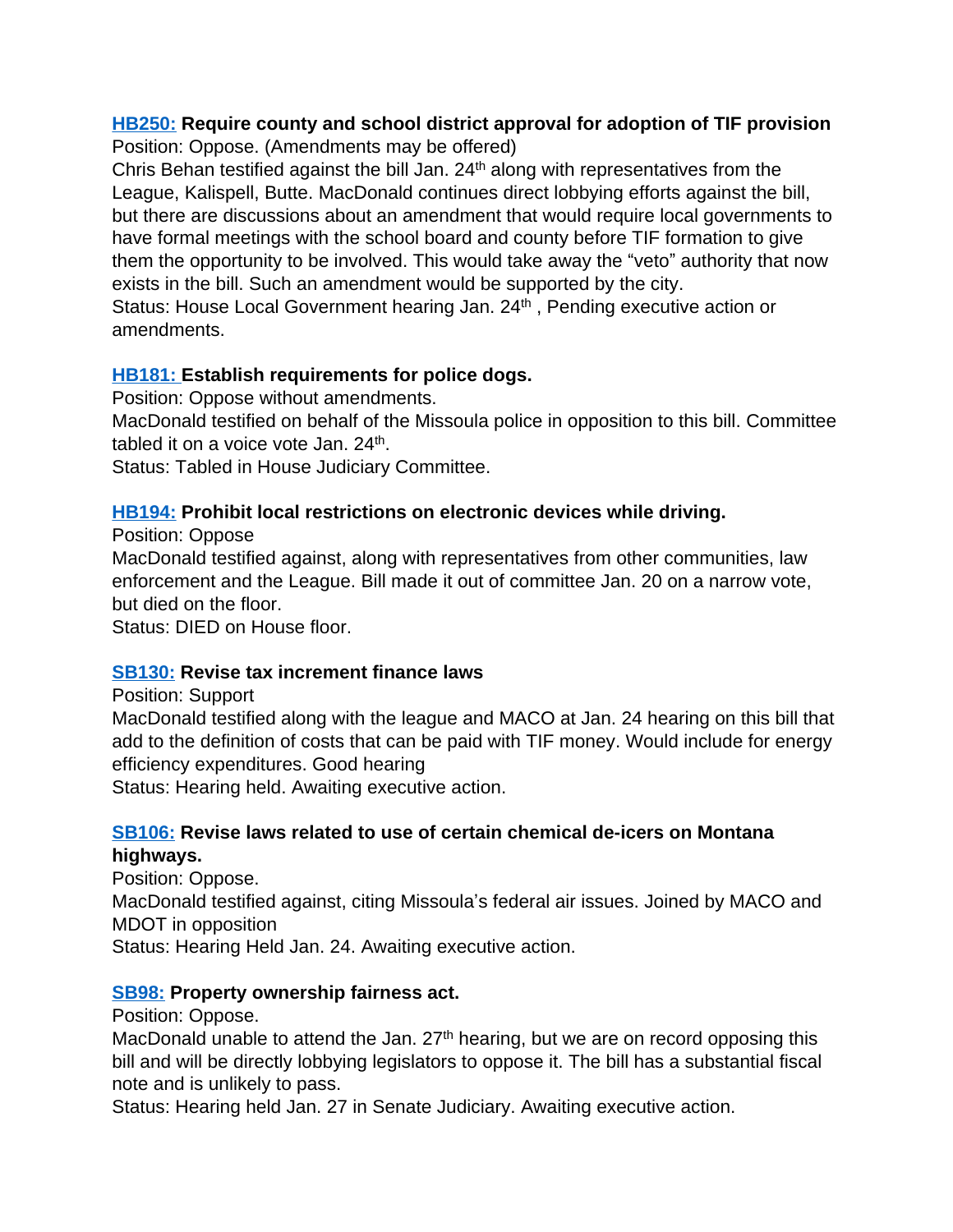**HB250: Require county and school district approval for adoption of TIF provision**

Position: Oppose. (Amendments may be offered)

Chris Behan testified against the bill Jan. 24th along with representatives from the League, Kalispell, Butte. MacDonald continues direct lobbying efforts against the bill, but there are discussions about an amendment that would require local governments to have formal meetings with the school board and county before TIF formation to give them the opportunity to be involved. This would take away the "veto" authority that now exists in the bill. Such an amendment would be supported by the city.

Status: House Local Government hearing Jan. 24th , Pending executive action or amendments.

**HB181: Establish requirements for police dogs.**

Position: Oppose without amendments.

MacDonald testified on behalf of the Missoula police in opposition to this bill. Committee tabled it on a voice vote Jan. 24th.

Status: Tabled in House Judiciary Committee.

**HB194: Prohibit local restrictions on electronic devices while driving.**

Position: Oppose

MacDonald testified against, along with representatives from other communities, law enforcement and the League. Bill made it out of committee Jan. 20 on a narrow vote, but died on the floor.

Status: DIED on House floor.

**SB130: Revise tax increment finance laws**

Position: Support

MacDonald testified along with the league and MACO at Jan. 24 hearing on this bill that add to the definition of costs that can be paid with TIF money. Would include for energy efficiency expenditures. Good hearing

Status: Hearing held. Awaiting executive action.

**SB106: Revise laws related to use of certain chemical de-icers on Montana highways.**

Position: Oppose.

MacDonald testified against, citing Missoula's federal air issues. Joined by MACO and MDOT in opposition

Status: Hearing Held Jan. 24. Awaiting executive action.

**SB98: Property ownership fairness act.**

Position: Oppose.

MacDonald unable to attend the Jan. 27th hearing, but we are on record opposing this bill and will be directly lobbying legislators to oppose it. The bill has a substantial fiscal note and is unlikely to pass.

Status: Hearing held Jan. 27 in Senate Judiciary. Awaiting executive action.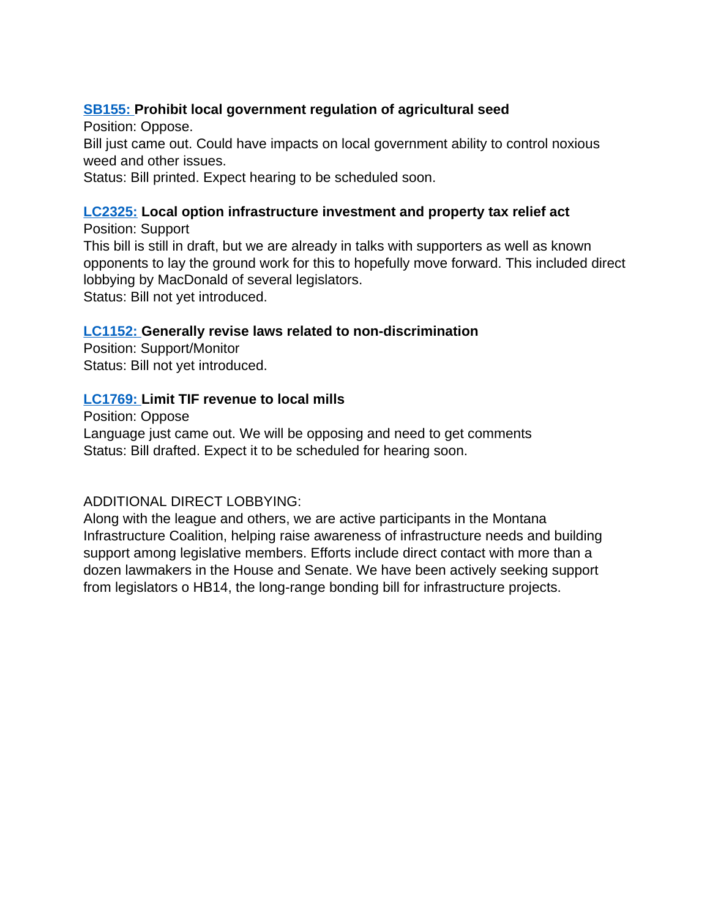**SB155: Prohibit local government regulation of agricultural seed**
Position: Oppose.
Bill just came out. Could have impacts on local government ability to control noxious weed and other issues.
Status: Bill printed. Expect hearing to be scheduled soon.

**LC2325: Local option infrastructure investment and property tax relief act**
Position: Support
This bill is still in draft, but we are already in talks with supporters as well as known opponents to lay the ground work for this to hopefully move forward. This included direct lobbying by MacDonald of several legislators.
Status: Bill not yet introduced.

**LC1152: Generally revise laws related to non-discrimination**
Position: Support/Monitor
Status: Bill not yet introduced.

**LC1769: Limit TIF revenue to local mills**
Position: Oppose
Language just came out. We will be opposing and need to get comments
Status: Bill drafted. Expect it to be scheduled for hearing soon.

ADDITIONAL DIRECT LOBBYING:
Along with the league and others, we are active participants in the Montana Infrastructure Coalition, helping raise awareness of infrastructure needs and building support among legislative members. Efforts include direct contact with more than a dozen lawmakers in the House and Senate. We have been actively seeking support from legislators o HB14, the long-range bonding bill for infrastructure projects.